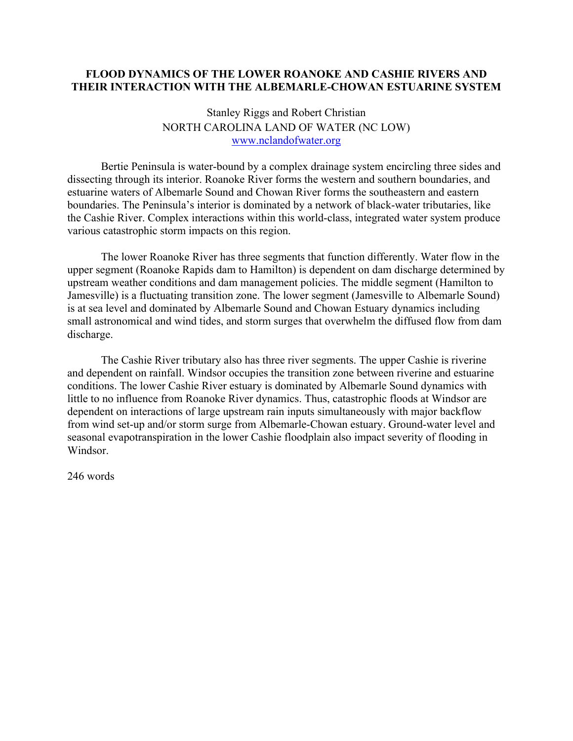# FLOOD DYNAMICS OF THE LOWER ROANOKE AND CASHIE RIVERS AND THEIR INTERACTION WITH THE ALBEMARLE-CHOWAN ESTUARINE SYSTEM

Stanley Riggs and Robert Christian
NORTH CAROLINA LAND OF WATER (NC LOW)
www.nclandofwater.org

Bertie Peninsula is water-bound by a complex drainage system encircling three sides and dissecting through its interior. Roanoke River forms the western and southern boundaries, and estuarine waters of Albemarle Sound and Chowan River forms the southeastern and eastern boundaries. The Peninsula's interior is dominated by a network of black-water tributaries, like the Cashie River. Complex interactions within this world-class, integrated water system produce various catastrophic storm impacts on this region.

The lower Roanoke River has three segments that function differently. Water flow in the upper segment (Roanoke Rapids dam to Hamilton) is dependent on dam discharge determined by upstream weather conditions and dam management policies. The middle segment (Hamilton to Jamesville) is a fluctuating transition zone. The lower segment (Jamesville to Albemarle Sound) is at sea level and dominated by Albemarle Sound and Chowan Estuary dynamics including small astronomical and wind tides, and storm surges that overwhelm the diffused flow from dam discharge.

The Cashie River tributary also has three river segments. The upper Cashie is riverine and dependent on rainfall. Windsor occupies the transition zone between riverine and estuarine conditions. The lower Cashie River estuary is dominated by Albemarle Sound dynamics with little to no influence from Roanoke River dynamics. Thus, catastrophic floods at Windsor are dependent on interactions of large upstream rain inputs simultaneously with major backflow from wind set-up and/or storm surge from Albemarle-Chowan estuary. Ground-water level and seasonal evapotranspiration in the lower Cashie floodplain also impact severity of flooding in Windsor.

246 words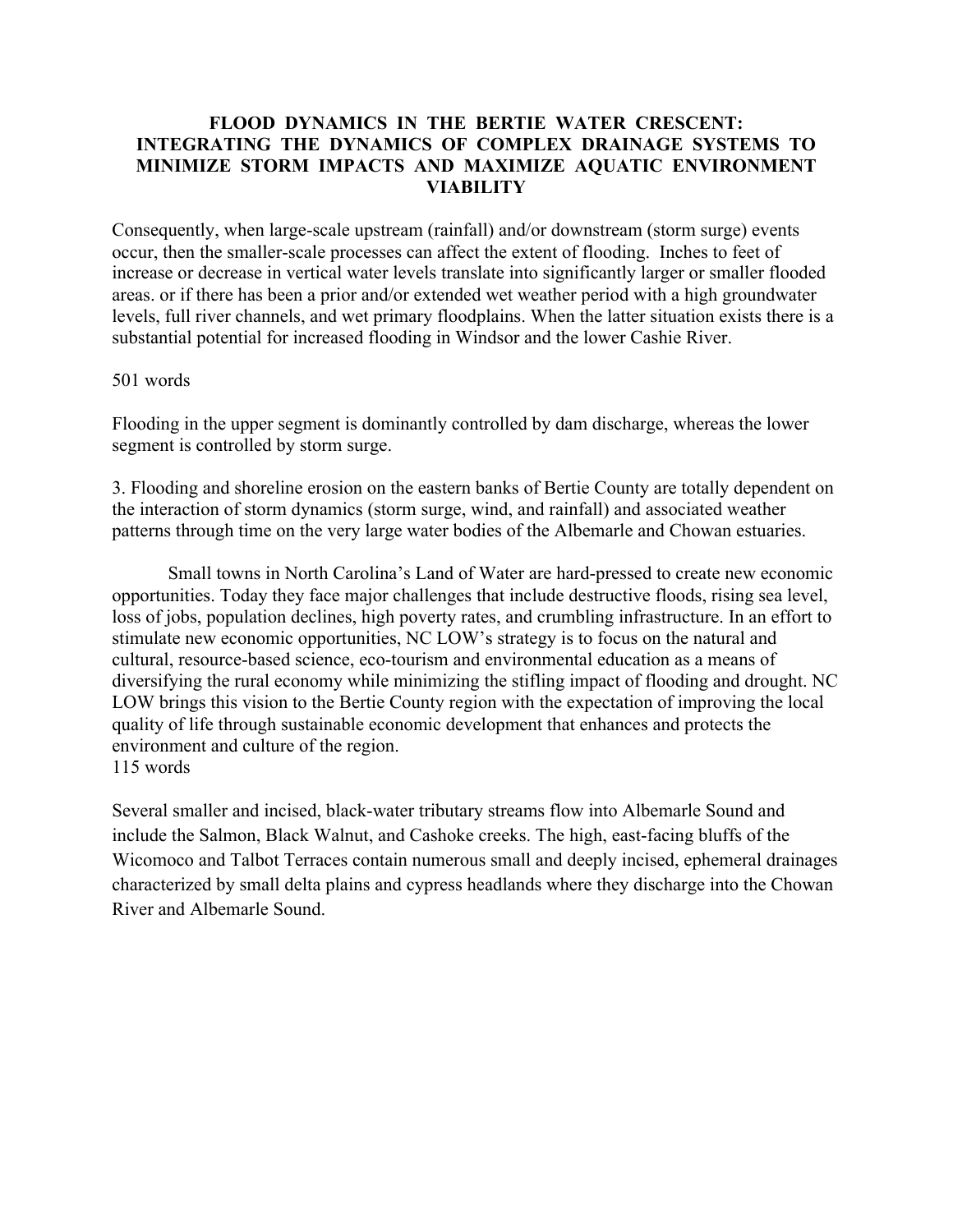# FLOOD DYNAMICS IN THE BERTIE WATER CRESCENT: INTEGRATING THE DYNAMICS OF COMPLEX DRAINAGE SYSTEMS TO MINIMIZE STORM IMPACTS AND MAXIMIZE AQUATIC ENVIRONMENT VIABILITY

Consequently, when large-scale upstream (rainfall) and/or downstream (storm surge) events occur, then the smaller-scale processes can affect the extent of flooding. Inches to feet of increase or decrease in vertical water levels translate into significantly larger or smaller flooded areas. or if there has been a prior and/or extended wet weather period with a high groundwater levels, full river channels, and wet primary floodplains. When the latter situation exists there is a substantial potential for increased flooding in Windsor and the lower Cashie River.

501 words

Flooding in the upper segment is dominantly controlled by dam discharge, whereas the lower segment is controlled by storm surge.

3. Flooding and shoreline erosion on the eastern banks of Bertie County are totally dependent on the interaction of storm dynamics (storm surge, wind, and rainfall) and associated weather patterns through time on the very large water bodies of the Albemarle and Chowan estuaries.

Small towns in North Carolina's Land of Water are hard-pressed to create new economic opportunities. Today they face major challenges that include destructive floods, rising sea level, loss of jobs, population declines, high poverty rates, and crumbling infrastructure. In an effort to stimulate new economic opportunities, NC LOW's strategy is to focus on the natural and cultural, resource-based science, eco-tourism and environmental education as a means of diversifying the rural economy while minimizing the stifling impact of flooding and drought. NC LOW brings this vision to the Bertie County region with the expectation of improving the local quality of life through sustainable economic development that enhances and protects the environment and culture of the region.
115 words

Several smaller and incised, black-water tributary streams flow into Albemarle Sound and include the Salmon, Black Walnut, and Cashoke creeks. The high, east-facing bluffs of the Wicomoco and Talbot Terraces contain numerous small and deeply incised, ephemeral drainages characterized by small delta plains and cypress headlands where they discharge into the Chowan River and Albemarle Sound.